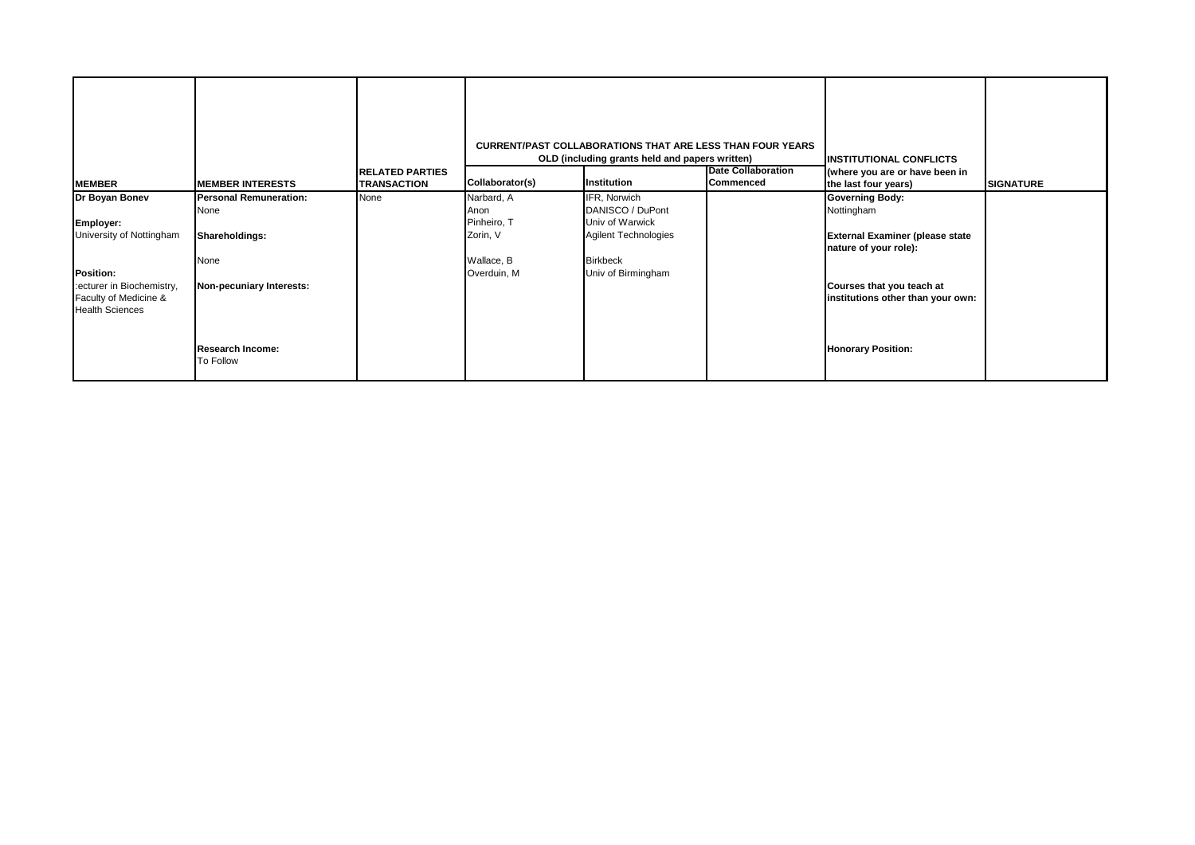| MEMBER | MEMBER INTERESTS | RELATED PARTIES TRANSACTION | CURRENT/PAST COLLABORATIONS THAT ARE LESS THAN FOUR YEARS OLD (including grants held and papers written) | | | INSTITUTIONAL CONFLICTS (where you are or have been in the last four years) | SIGNATURE |
|---|---|---|---|---|---|---|---|
| | | | Collaborator(s) | Institution | Date Collaboration Commenced | | |
| **Dr Boyan Bonev**<br><br>**Employer:**<br>University of Nottingham<br><br>**Position:**<br>:ecturer in Biochemistry, Faculty of Medicine & Health Sciences | **Personal Remuneration:**<br>None<br><br>**Shareholdings:**<br>None<br><br>**Non-pecuniary Interests:**<br><br>**Research Income:**<br>To Follow | None | Narbard, A<br>Anon<br>Pinheiro, T<br>Zorin, V<br><br>Wallace, B<br>Overduin, M | IFR, Norwich<br>DANISCO / DuPont<br>Univ of Warwick<br>Agilent Technologies<br><br>Birkbeck<br>Univ of Birmingham | | **Governing Body:**<br>Nottingham<br><br>**External Examiner (please state nature of your role):**<br><br>**Courses that you teach at institutions other than your own:**<br><br>**Honorary Position:** | |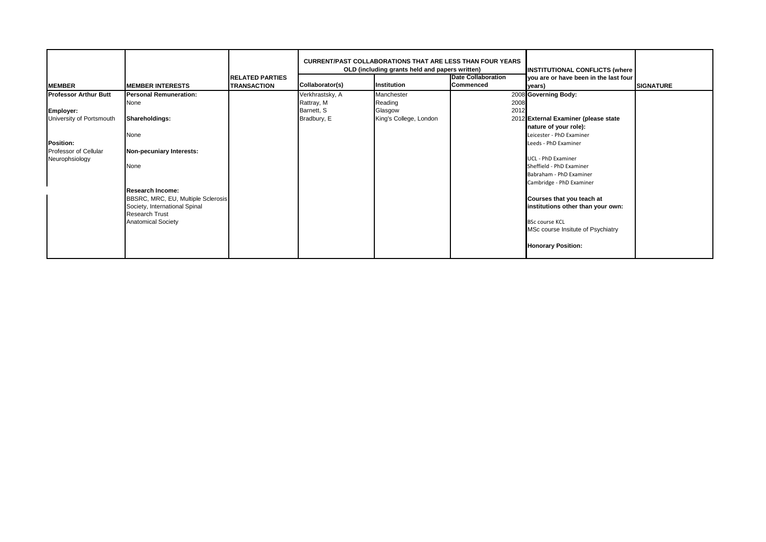| MEMBER | MEMBER INTERESTS | RELATED PARTIES TRANSACTION | CURRENT/PAST COLLABORATIONS THAT ARE LESS THAN FOUR YEARS OLD (including grants held and papers written) | | | INSTITUTIONAL CONFLICTS (where you are or have been in the last four years) | SIGNATURE |
|---|---|---|---|---|---|---|---|
| | | | Collaborator(s) | Institution | Date Collaboration Commenced | | |
| **Professor Arthur Butt** | **Personal Remuneration:** | | Verkhrastsky, A | Manchester | 2008 | **Governing Body:** | |
| | None | | Rattray, M | Reading | 2008 | | |
| **Employer:** | | | Barnett, S | Glasgow | 2012 | | |
| University of Portsmouth | **Shareholdings:** | | Bradbury, E | King's College, London | 2012 | **External Examiner (please state nature of your role):** | |
| | None | | | | | Leicester - PhD Examiner | |
| **Position:** | | | | | | Leeds - PhD Examiner | |
| Professor of Cellular Neurophsiology | **Non-pecuniary Interests:** | | | | | UCL - PhD Examiner | |
| | None | | | | | Sheffield - PhD Examiner | |
| | | | | | | Babraham - PhD Examiner | |
| | | | | | | Cambridge - PhD Examiner | |
| | **Research Income:** | | | | | | |
| | BBSRC, MRC, EU, Multiple Sclerosis Society, International Spinal Research Trust | | | | | **Courses that you teach at institutions other than your own:** | |
| | Anatomical Society | | | | | BSc course KCL | |
| | | | | | | MSc course Insitute of Psychiatry | |
| | | | | | | **Honorary Position:** | |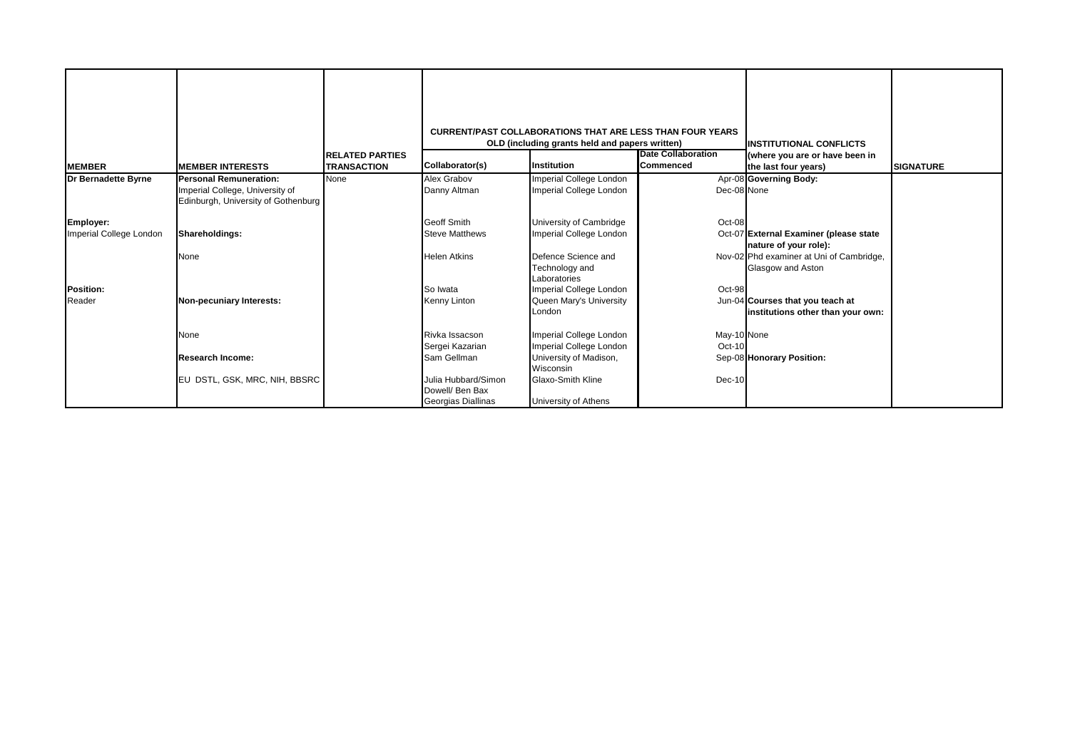| MEMBER | MEMBER INTERESTS | RELATED PARTIES TRANSACTION | CURRENT/PAST COLLABORATIONS THAT ARE LESS THAN FOUR YEARS OLD (including grants held and papers written) | | | INSTITUTIONAL CONFLICTS (where you are or have been in the last four years) | SIGNATURE |
|---|---|---|---|---|---|---|---|
| | | | Collaborator(s) | Institution | Date Collaboration Commenced | | |
| **Dr Bernadette Byrne** | **Personal Remuneration:** | None | Alex Grabov | Imperial College London | Apr-08 | **Governing Body:** | |
| | Imperial College, University of Edinburgh, University of Gothenburg | | Danny Altman | Imperial College London | Dec-08 | None | |
| **Employer:** | | | Geoff Smith | University of Cambridge | Oct-08 | | |
| Imperial College London | **Shareholdings:** | | Steve Matthews | Imperial College London | Oct-07 | **External Examiner (please state nature of your role):** | |
| | None | | Helen Atkins | Defence Science and Technology and Laboratories | Nov-02 | Phd examiner at Uni of Cambridge, Glasgow and Aston | |
| **Position:** | | | So Iwata | Imperial College London | Oct-98 | | |
| Reader | **Non-pecuniary Interests:** | | Kenny Linton | Queen Mary's University London | Jun-04 | **Courses that you teach at institutions other than your own:** | |
| | None | | Rivka Issacson | Imperial College London | May-10 | None | |
| | | | Sergei Kazarian | Imperial College London | Oct-10 | | |
| | **Research Income:** | | Sam Gellman | University of Madison, Wisconsin | Sep-08 | **Honorary Position:** | |
| | EU DSTL, GSK, MRC, NIH, BBSRC | | Julia Hubbard/Simon Dowell/ Ben Bax | Glaxo-Smith Kline | Dec-10 | | |
| | | | Georgias Diallinas | University of Athens | | | |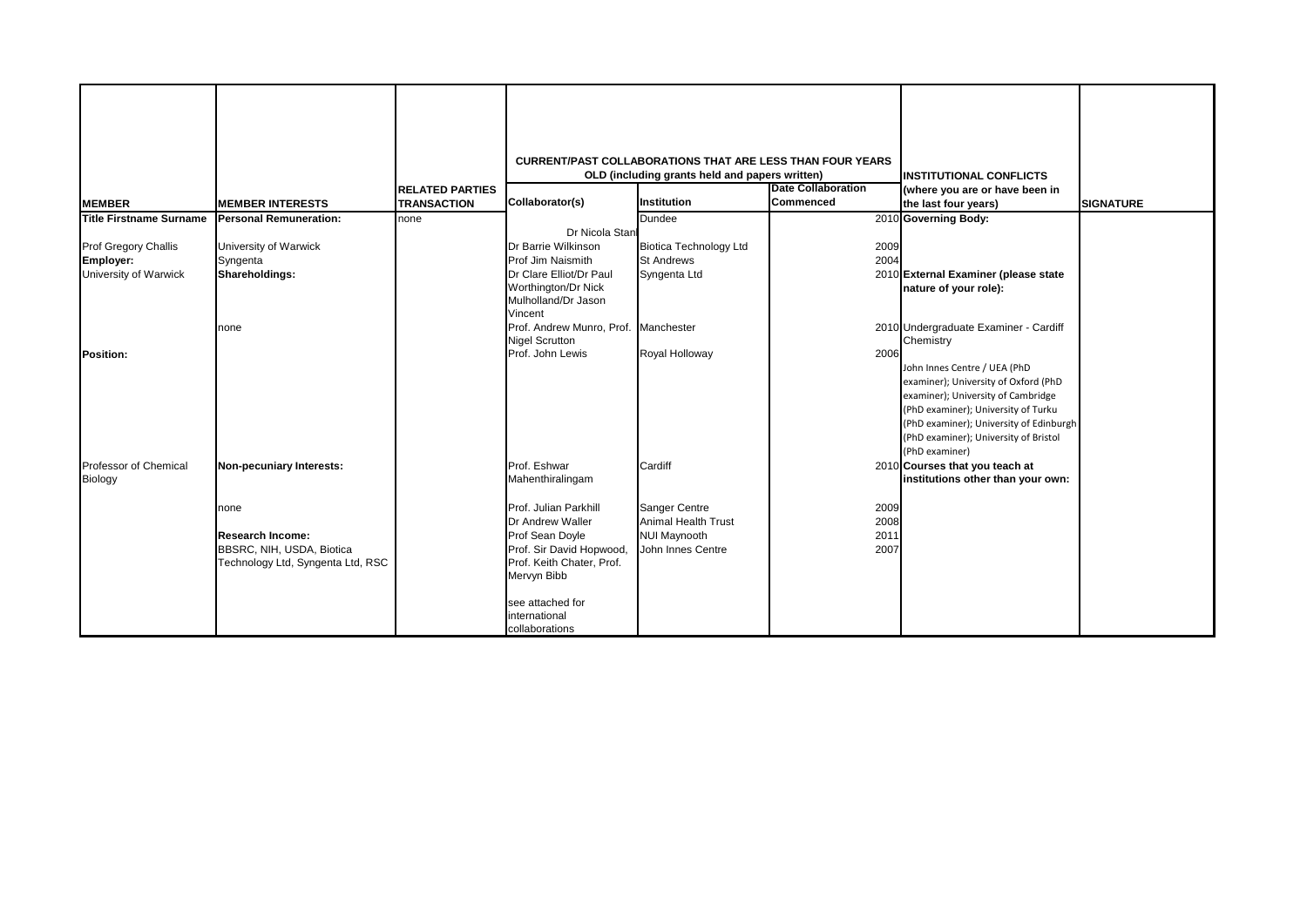| MEMBER | MEMBER INTERESTS | RELATED PARTIES TRANSACTION | CURRENT/PAST COLLABORATIONS THAT ARE LESS THAN FOUR YEARS OLD (including grants held and papers written) | | | INSTITUTIONAL CONFLICTS (where you are or have been in the last four years) | SIGNATURE |
|---|---|---|---|---|---|---|---|
| | | | **Collaborator(s)** | **Institution** | **Date Collaboration Commenced** | | |
| **Title Firstname Surname** | **Personal Remuneration:** | none | Dr Nicola Stan | Dundee | 2010 | **Governing Body:** | |
| Prof Gregory Challis | University of Warwick | | Dr Barrie Wilkinson | Biotica Technology Ltd | 2009 | | |
| **Employer:** | Syngenta | | Prof Jim Naismith | St Andrews | 2004 | | |
| University of Warwick | **Shareholdings:** | | Dr Clare Elliot/Dr Paul Worthington/Dr Nick Mulholland/Dr Jason Vincent | Syngenta Ltd | 2010 | **External Examiner (please state nature of your role):** | |
| | none | | Prof. Andrew Munro, Prof. Nigel Scrutton | Manchester | 2010 | Undergraduate Examiner - Cardiff Chemistry | |
| **Position:** | | | Prof. John Lewis | Royal Holloway | 2006 | John Innes Centre / UEA (PhD examiner); University of Oxford (PhD examiner); University of Cambridge (PhD examiner); University of Turku (PhD examiner); University of Edinburgh (PhD examiner); University of Bristol (PhD examiner) | |
| Professor of Chemical Biology | **Non-pecuniary Interests:** | | Prof. Eshwar Mahenthiralingam | Cardiff | 2010 | **Courses that you teach at institutions other than your own:** | |
| | none | | Prof. Julian Parkhill | Sanger Centre | 2009 | | |
| | | | Dr Andrew Waller | Animal Health Trust | 2008 | | |
| | **Research Income:** | | Prof Sean Doyle | NUI Maynooth | 2011 | | |
| | BBSRC, NIH, USDA, Biotica Technology Ltd, Syngenta Ltd, RSC | | Prof. Sir David Hopwood, Prof. Keith Chater, Prof. Mervyn Bibb | John Innes Centre | 2007 | | |
| | | | see attached for international collaborations | | | | |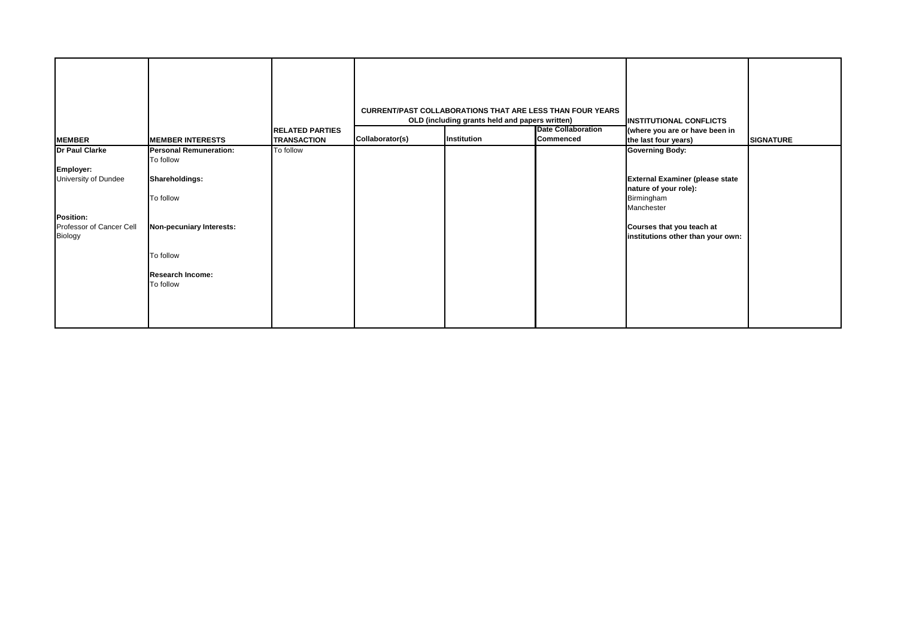| MEMBER | MEMBER INTERESTS | RELATED PARTIES TRANSACTION | CURRENT/PAST COLLABORATIONS THAT ARE LESS THAN FOUR YEARS OLD (including grants held and papers written) | | | INSTITUTIONAL CONFLICTS (where you are or have been in the last four years) | SIGNATURE |
|---|---|---|---|---|---|---|---|
| | | | Collaborator(s) | Institution | Date Collaboration Commenced | | |
| **Dr Paul Clarke**<br><br>**Employer:**<br>University of Dundee<br><br>**Position:**<br>Professor of Cancer Cell Biology | **Personal Remuneration:**<br>To follow<br><br>**Shareholdings:**<br><br>To follow<br><br>**Non-pecuniary Interests:**<br><br>To follow<br><br>**Research Income:**<br>To follow | To follow | | | | **Governing Body:**<br><br>**External Examiner (please state nature of your role):**<br>Birmingham<br>Manchester<br><br>**Courses that you teach at institutions other than your own:** | |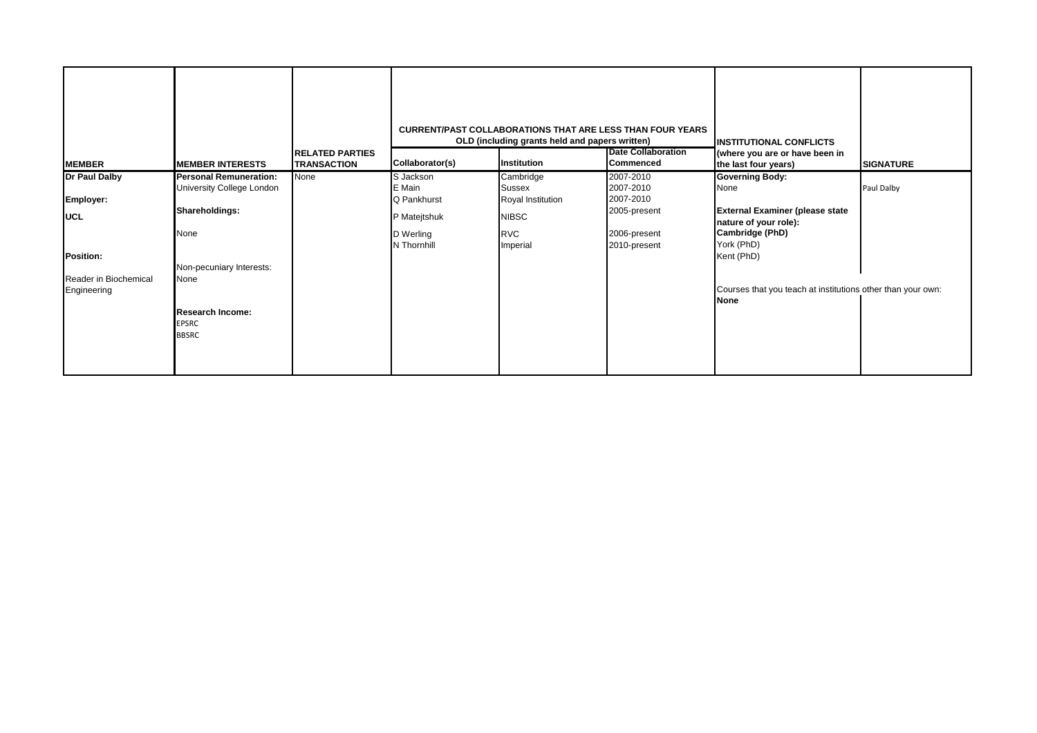| MEMBER | MEMBER INTERESTS | RELATED PARTIES TRANSACTION | CURRENT/PAST COLLABORATIONS THAT ARE LESS THAN FOUR YEARS OLD (including grants held and papers written) | | | INSTITUTIONAL CONFLICTS (where you are or have been in the last four years) | SIGNATURE |
|---|---|---|---|---|---|---|---|
| | | | Collaborator(s) | Institution | Date Collaboration Commenced | | |
| **Dr Paul Dalby**<br><br>**Employer:**<br>**UCL**<br><br>**Position:**<br>Reader in Biochemical Engineering | **Personal Remuneration:**<br>University College London<br><br>**Shareholdings:**<br>None<br><br>Non-pecuniary Interests:<br>None<br><br>**Research Income:**<br>EPSRC<br>BBSRC | None | S Jackson<br>E Main<br>Q Pankhurst<br>P Matejtshuk<br>D Werling<br>N Thornhill | Cambridge<br>Sussex<br>Royal Institution<br>NIBSC<br>RVC<br>Imperial | 2007-2010<br>2007-2010<br>2007-2010<br>2005-present<br>2006-present<br>2010-present | **Governing Body:**<br>None<br><br>**External Examiner (please state nature of your role):**<br>**Cambridge (PhD)**<br>York (PhD)<br>Kent (PhD)<br><br>Courses that you teach at institutions other than your own:<br>**None** | Paul Dalby |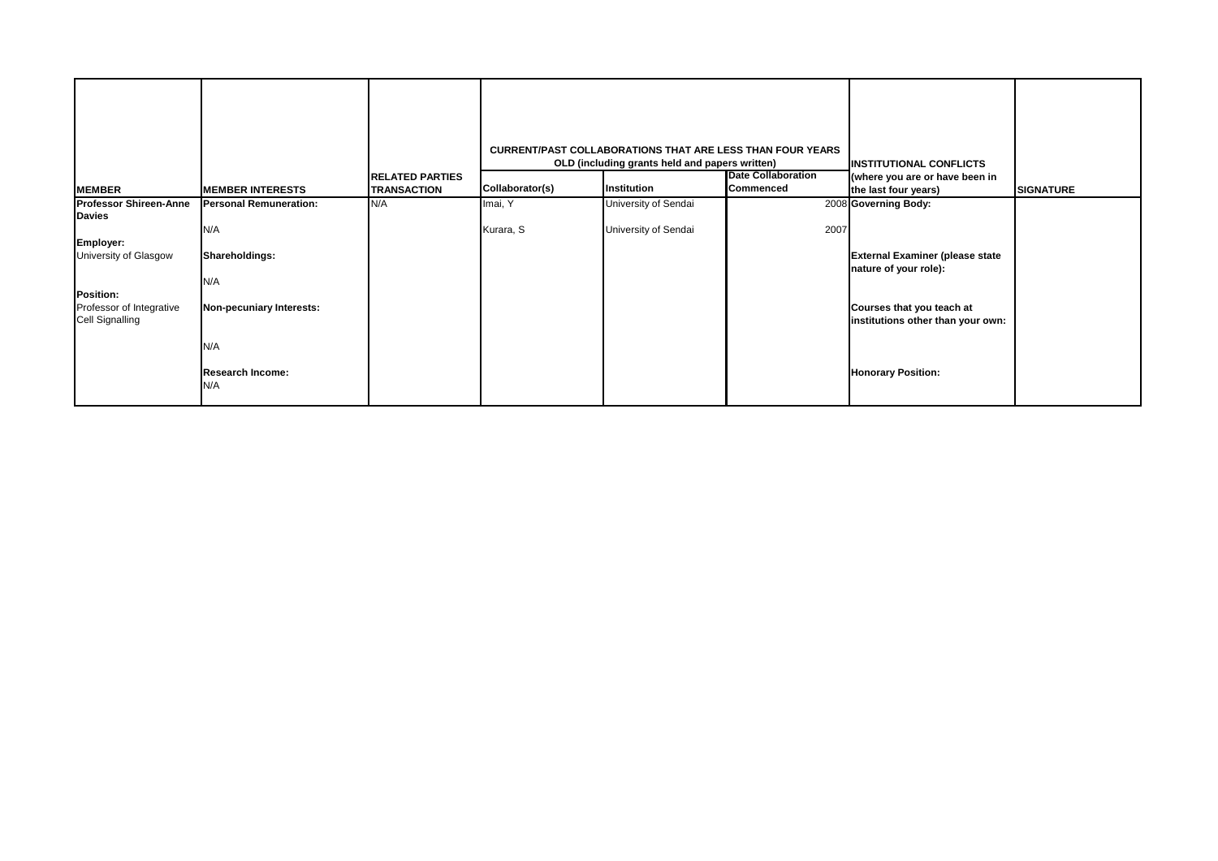| MEMBER | MEMBER INTERESTS | RELATED PARTIES TRANSACTION | CURRENT/PAST COLLABORATIONS THAT ARE LESS THAN FOUR YEARS OLD (including grants held and papers written) | | | INSTITUTIONAL CONFLICTS (where you are or have been in the last four years) | SIGNATURE |
|---|---|---|---|---|---|---|---|
| | | | Collaborator(s) | Institution | Date Collaboration Commenced | | |
| **Professor Shireen-Anne Davies**<br><br>**Employer:**<br>University of Glasgow<br><br>**Position:**<br>Professor of Integrative Cell Signalling | **Personal Remuneration:**<br>N/A<br><br>**Shareholdings:**<br>N/A<br><br>**Non-pecuniary Interests:**<br>N/A<br><br>**Research Income:**<br>N/A | N/A | Imai, Y<br><br>Kurara, S | University of Sendai<br><br>University of Sendai | 2008<br><br>2007 | **Governing Body:**<br><br>**External Examiner (please state nature of your role):**<br><br>**Courses that you teach at institutions other than your own:**<br><br>**Honorary Position:** | |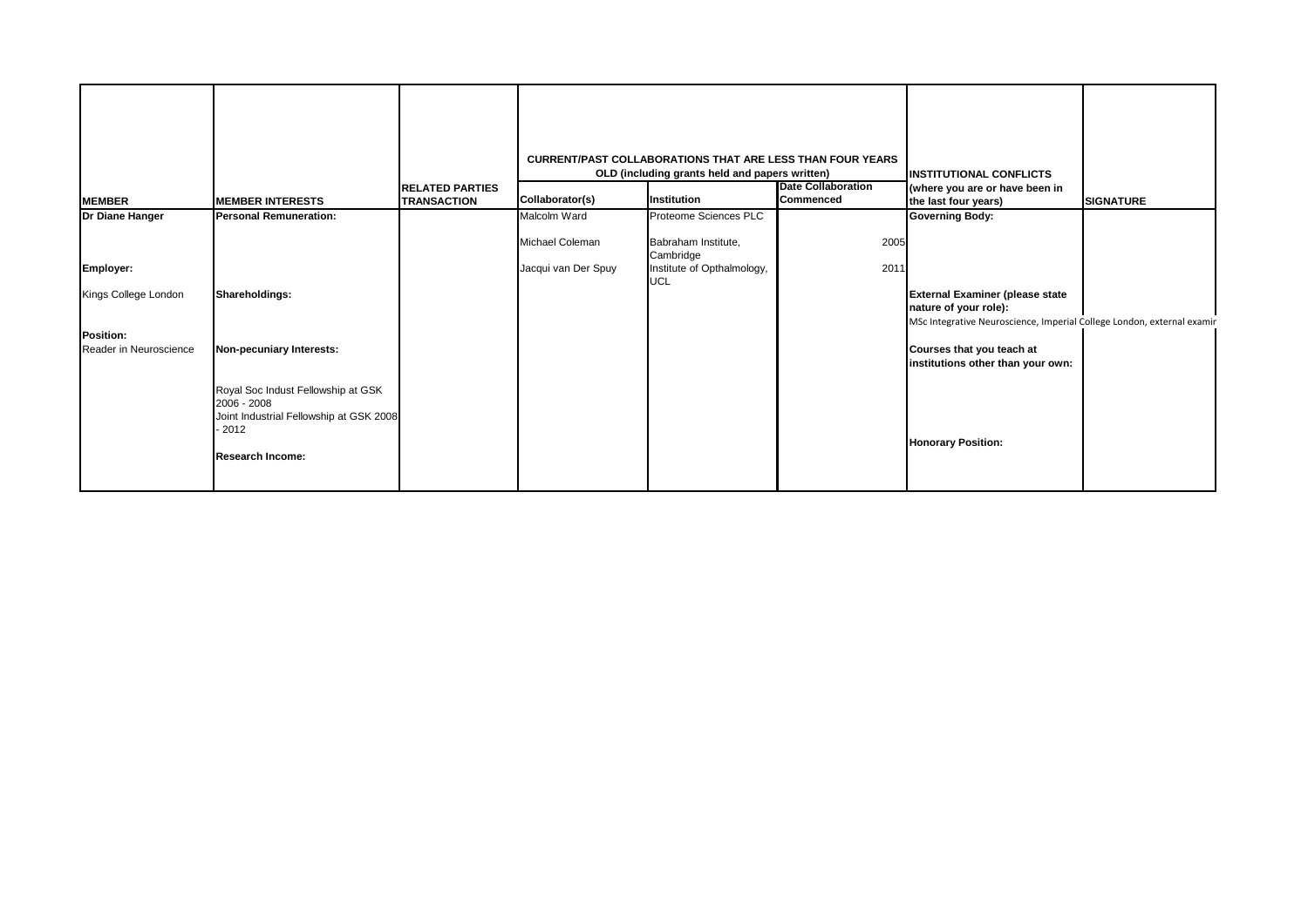| MEMBER | MEMBER INTERESTS | RELATED PARTIES TRANSACTION | CURRENT/PAST COLLABORATIONS THAT ARE LESS THAN FOUR YEARS OLD (including grants held and papers written) | | | INSTITUTIONAL CONFLICTS (where you are or have been in the last four years) | SIGNATURE |
|---|---|---|---|---|---|---|---|
| | | | Collaborator(s) | Institution | Date Collaboration Commenced | | |
| **Dr Diane Hanger** | **Personal Remuneration:** | | Malcolm Ward | Proteome Sciences PLC | | **Governing Body:** | |
| | | | Michael Coleman | Babraham Institute, Cambridge | 2005 | | |
| **Employer:** | | | Jacqui van Der Spuy | Institute of Opthalmology, UCL | 2011 | | |
| Kings College London | **Shareholdings:** | | | | | **External Examiner (please state nature of your role):** MSc Integrative Neuroscience, Imperial College London, external examir | |
| **Position:** Reader in Neuroscience | **Non-pecuniary Interests:** | | | | | **Courses that you teach at institutions other than your own:** | |
| | Royal Soc Indust Fellowship at GSK 2006 - 2008 Joint Industrial Fellowship at GSK 2008 - 2012 | | | | | | |
| | **Research Income:** | | | | | **Honorary Position:** | |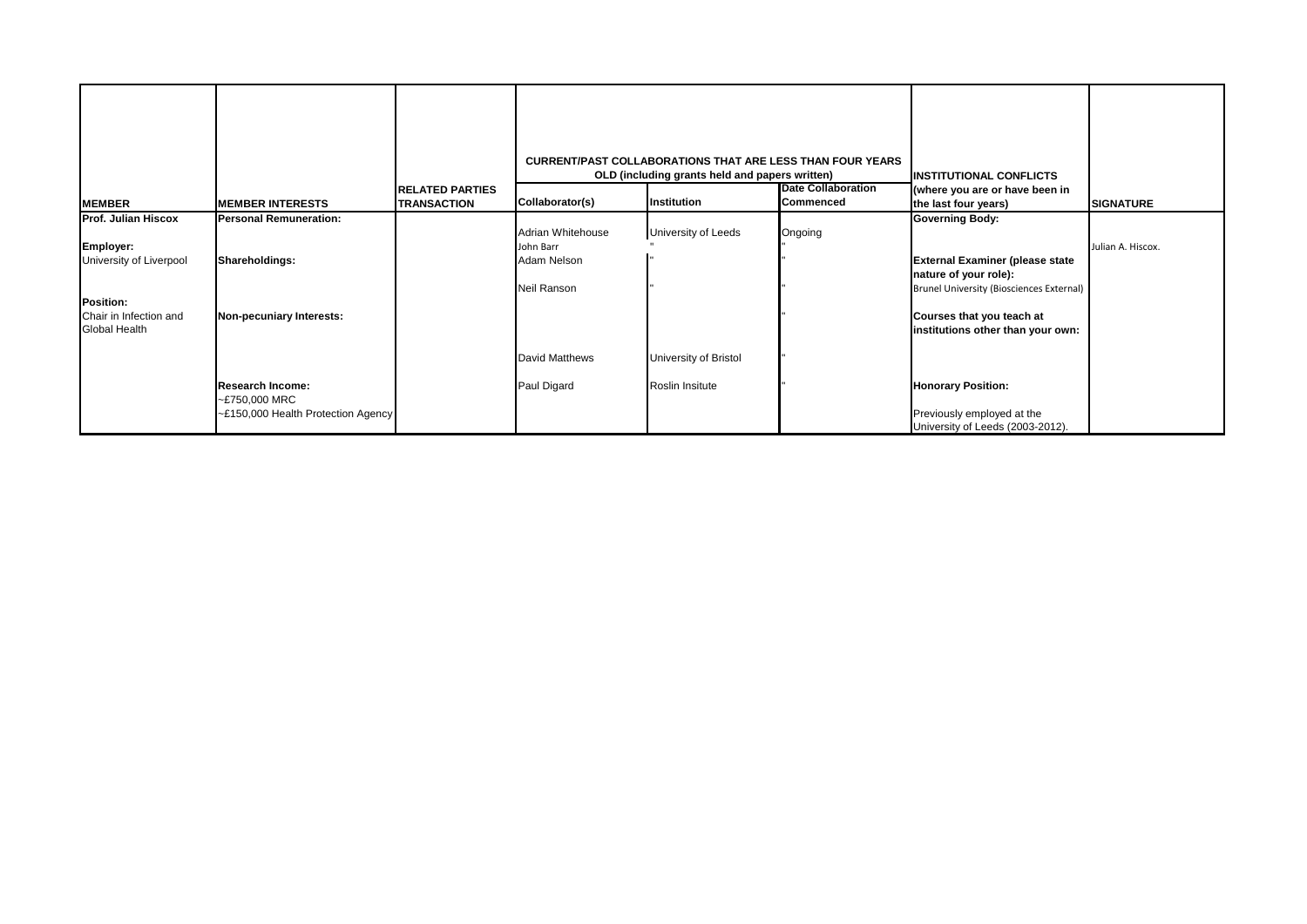| MEMBER | MEMBER INTERESTS | RELATED PARTIES TRANSACTION | CURRENT/PAST COLLABORATIONS THAT ARE LESS THAN FOUR YEARS OLD (including grants held and papers written) | | | INSTITUTIONAL CONFLICTS (where you are or have been in the last four years) | SIGNATURE |
|---|---|---|---|---|---|---|---|
| | | | Collaborator(s) | Institution | Date Collaboration Commenced | | |
| **Prof. Julian Hiscox** | **Personal Remuneration:** | | Adrian Whitehouse | University of Leeds | Ongoing | **Governing Body:** | |
| **Employer:** | | | John Barr | " | " | | Julian A. Hiscox. |
| University of Liverpool | **Shareholdings:** | | Adam Nelson | " | " | **External Examiner (please state nature of your role):** | |
| | | | Neil Ranson | " | " | Brunel University (Biosciences External) | |
| **Position:** Chair in Infection and Global Health | **Non-pecuniary Interests:** | | | | " | **Courses that you teach at institutions other than your own:** | |
| | | | David Matthews | University of Bristol | " | | |
| | **Research Income:** ~£750,000 MRC ~£150,000 Health Protection Agency | | Paul Digard | Roslin Insitute | " | **Honorary Position:** Previously employed at the University of Leeds (2003-2012). | |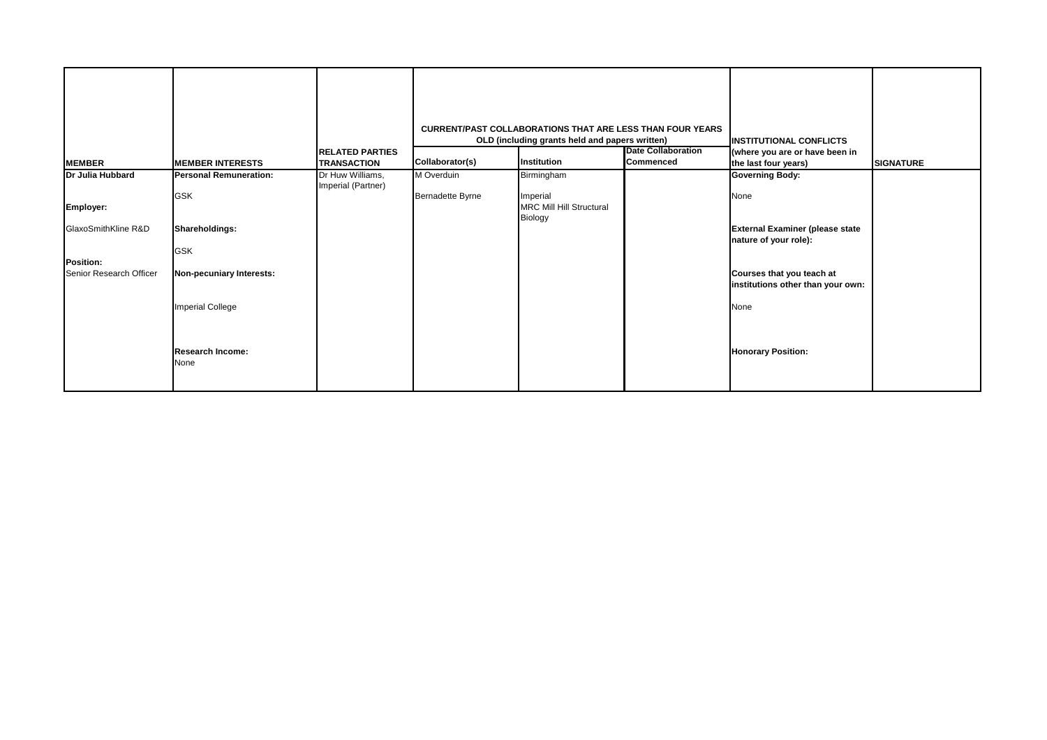| MEMBER | MEMBER INTERESTS | RELATED PARTIES TRANSACTION | CURRENT/PAST COLLABORATIONS THAT ARE LESS THAN FOUR YEARS OLD (including grants held and papers written) | | | INSTITUTIONAL CONFLICTS (where you are or have been in the last four years) | SIGNATURE |
|---|---|---|---|---|---|---|---|
| | | | Collaborator(s) | Institution | Date Collaboration Commenced | | |
| **Dr Julia Hubbard**<br><br>**Employer:**<br>GlaxoSmithKline R&D<br><br>**Position:**<br>Senior Research Officer | **Personal Remuneration:**<br>GSK<br><br>**Shareholdings:**<br>GSK<br><br>**Non-pecuniary Interests:**<br>Imperial College<br><br>**Research Income:**<br>None | Dr Huw Williams, Imperial (Partner) | M Overduin<br><br>Bernadette Byrne | Birmingham<br><br>Imperial<br>MRC Mill Hill Structural Biology | | **Governing Body:**<br>None<br><br>**External Examiner (please state nature of your role):**<br><br>**Courses that you teach at institutions other than your own:**<br>None<br><br>**Honorary Position:** | |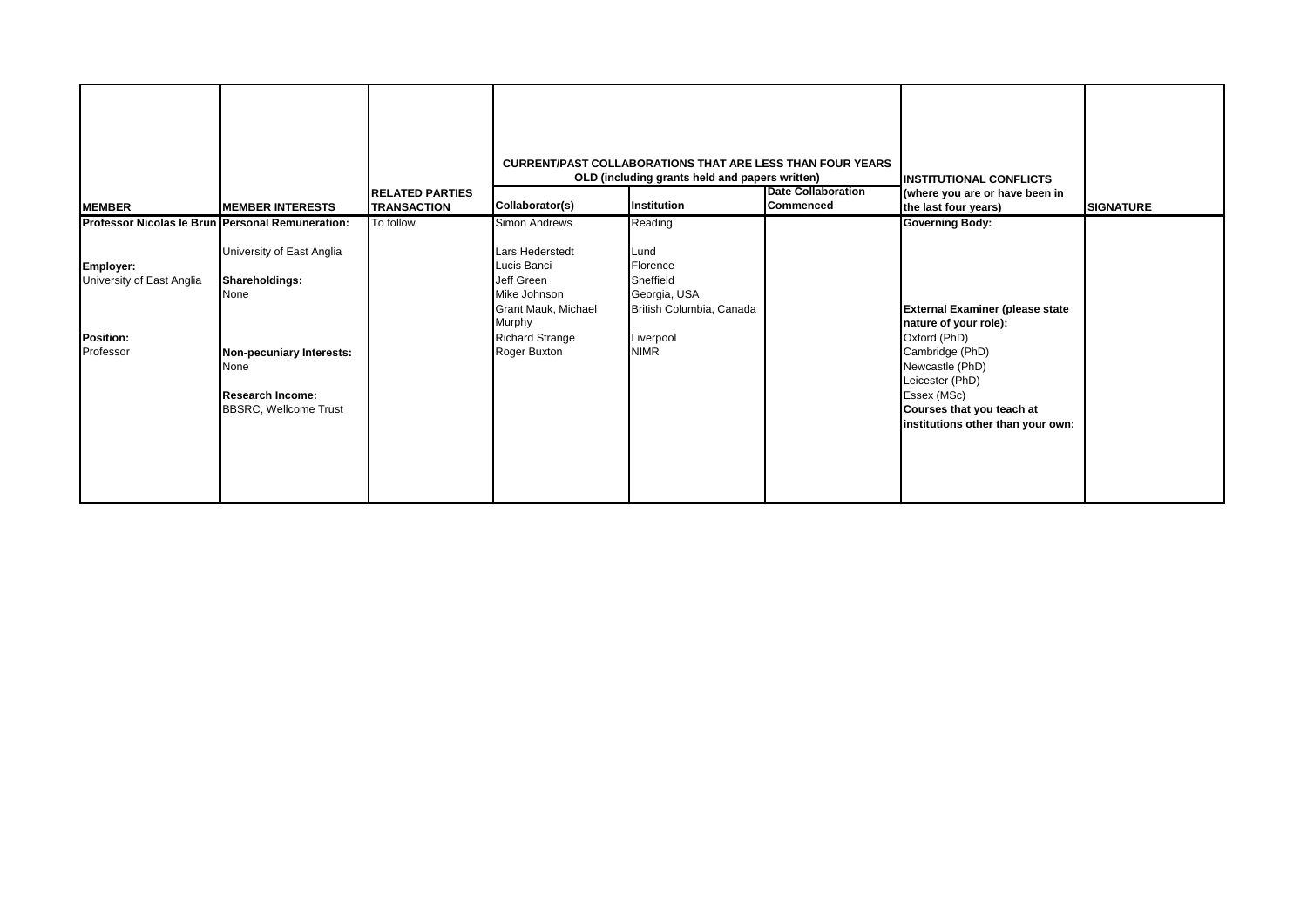| MEMBER | MEMBER INTERESTS | RELATED PARTIES TRANSACTION | CURRENT/PAST COLLABORATIONS THAT ARE LESS THAN FOUR YEARS OLD (including grants held and papers written) | | | INSTITUTIONAL CONFLICTS (where you are or have been in the last four years) | SIGNATURE |
|---|---|---|---|---|---|---|---|
| | | | Collaborator(s) | Institution | Date Collaboration Commenced | | |
| **Professor Nicolas le Brun**<br><br>**Employer:**<br>University of East Anglia<br><br>**Position:**<br>Professor | **Personal Remuneration:**<br>University of East Anglia<br><br>**Shareholdings:**<br>None<br><br>**Non-pecuniary Interests:**<br>None<br><br>**Research Income:**<br>BBSRC, Wellcome Trust | To follow | Simon Andrews<br><br>Lars Hederstedt<br>Lucis Banci<br>Jeff Green<br>Mike Johnson<br>Grant Mauk, Michael Murphy<br>Richard Strange<br>Roger Buxton | Reading<br><br>Lund<br>Florence<br>Sheffield<br>Georgia, USA<br>British Columbia, Canada<br><br>Liverpool<br>NIMR | | **Governing Body:**<br><br>**External Examiner (please state nature of your role):**<br>Oxford (PhD)<br>Cambridge (PhD)<br>Newcastle (PhD)<br>Leicester (PhD)<br>Essex (MSc)<br>**Courses that you teach at institutions other than your own:** | |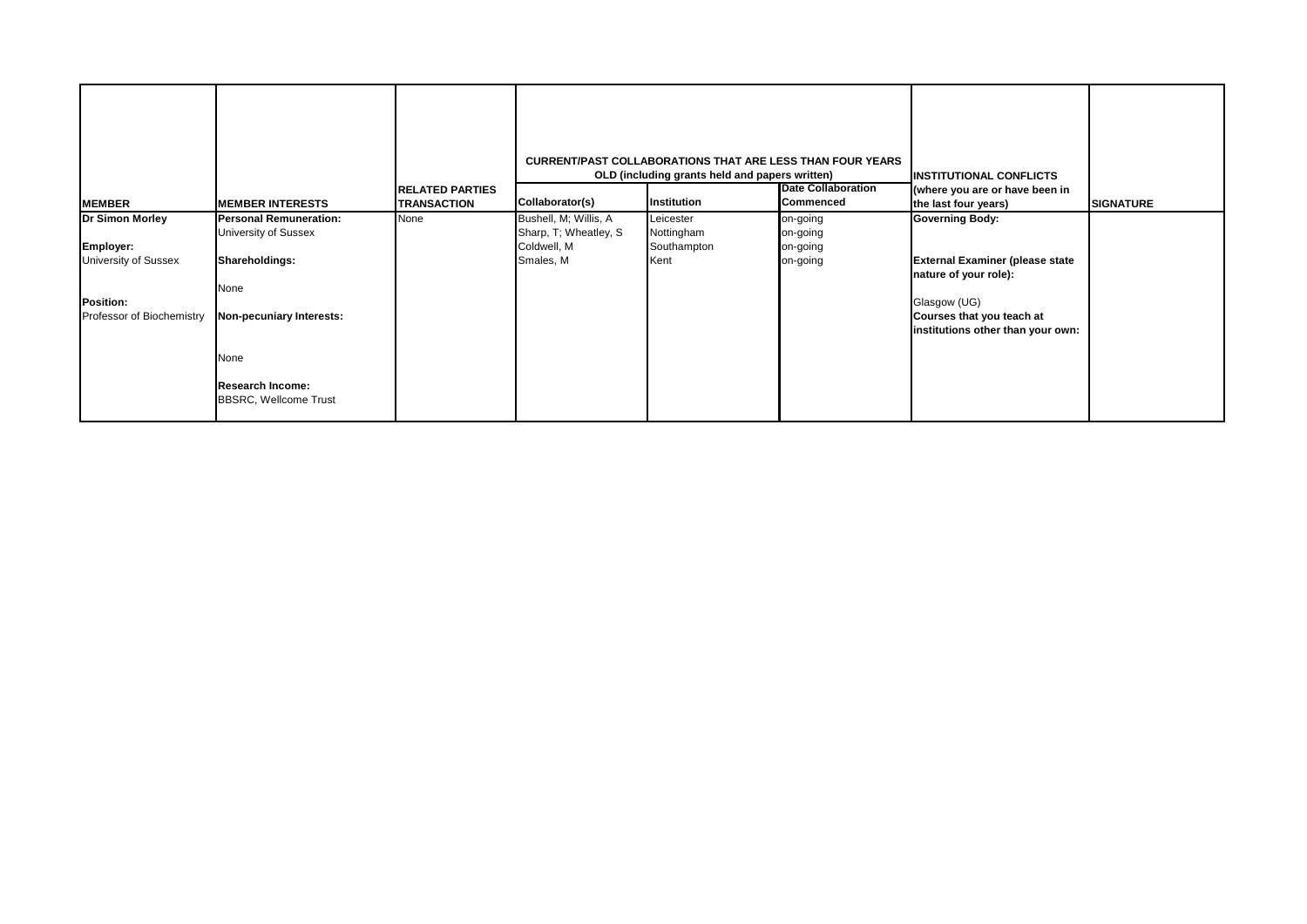| MEMBER | MEMBER INTERESTS | RELATED PARTIES TRANSACTION | CURRENT/PAST COLLABORATIONS THAT ARE LESS THAN FOUR YEARS OLD (including grants held and papers written) | | | INSTITUTIONAL CONFLICTS (where you are or have been in the last four years) | SIGNATURE |
|---|---|---|---|---|---|---|---|
| | | | **Collaborator(s)** | **Institution** | **Date Collaboration Commenced** | | |
| **Dr Simon Morley**<br><br>**Employer:**<br>University of Sussex<br><br>**Position:**<br>Professor of Biochemistry | **Personal Remuneration:**<br>University of Sussex<br><br>**Shareholdings:**<br><br>None<br><br>**Non-pecuniary Interests:**<br><br>None<br><br>**Research Income:**<br>BBSRC, Wellcome Trust | None | Bushell, M; Willis, A<br>Sharp, T; Wheatley, S<br>Coldwell, M<br>Smales, M | Leicester<br>Nottingham<br>Southampton<br>Kent | on-going<br>on-going<br>on-going<br>on-going | **Governing Body:**<br><br>**External Examiner (please state nature of your role):**<br><br>Glasgow (UG)<br>**Courses that you teach at institutions other than your own:** | |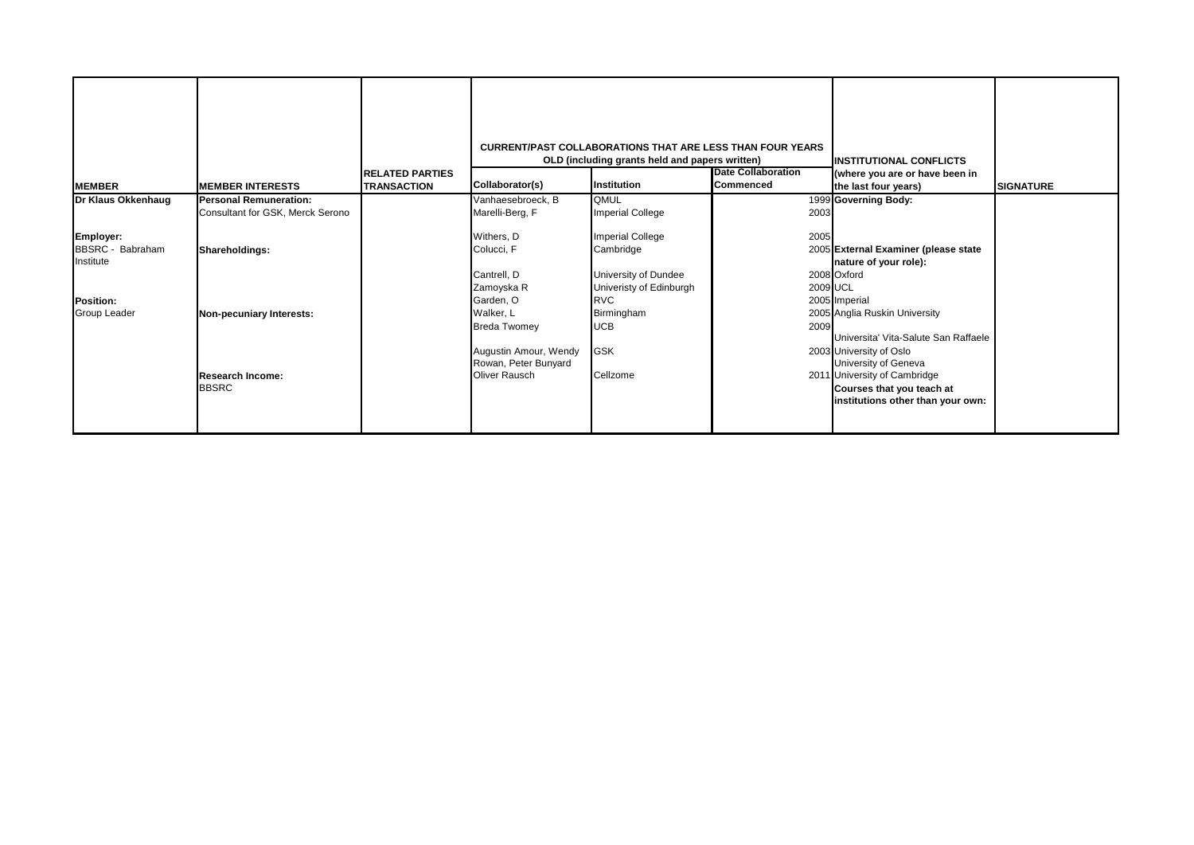| MEMBER | MEMBER INTERESTS | RELATED PARTIES TRANSACTION | CURRENT/PAST COLLABORATIONS THAT ARE LESS THAN FOUR YEARS OLD (including grants held and papers written) | | | INSTITUTIONAL CONFLICTS (where you are or have been in the last four years) | SIGNATURE |
|---|---|---|---|---|---|---|---|
| | | | Collaborator(s) | Institution | Date Collaboration Commenced | | |
| **Dr Klaus Okkenhaug** | **Personal Remuneration:** | | Vanhaesebroeck, B | QMUL | 1999 | **Governing Body:** | |
| | Consultant for GSK, Merck Serono | | Marelli-Berg, F | Imperial College | 2003 | | |
| **Employer:** | | | Withers, D | Imperial College | 2005 | | |
| BBSRC - Babraham Institute | **Shareholdings:** | | Colucci, F | Cambridge | 2005 | **External Examiner (please state nature of your role):** | |
| | | | Cantrell, D | University of Dundee | 2008 | Oxford | |
| | | | Zamoyska R | Univeristy of Edinburgh | 2009 | UCL | |
| **Position:** | | | Garden, O | RVC | 2005 | Imperial | |
| Group Leader | **Non-pecuniary Interests:** | | Walker, L | Birmingham | 2005 | Anglia Ruskin University | |
| | | | Breda Twomey | UCB | 2009 | Universita' Vita-Salute San Raffaele | |
| | | | Augustin Amour, Wendy Rowan, Peter Bunyard | GSK | 2003 | University of Oslo | |
| | | | | | | University of Geneva | |
| | **Research Income:** | | Oliver Rausch | Cellzome | 2011 | University of Cambridge | |
| | BBSRC | | | | | **Courses that you teach at institutions other than your own:** | |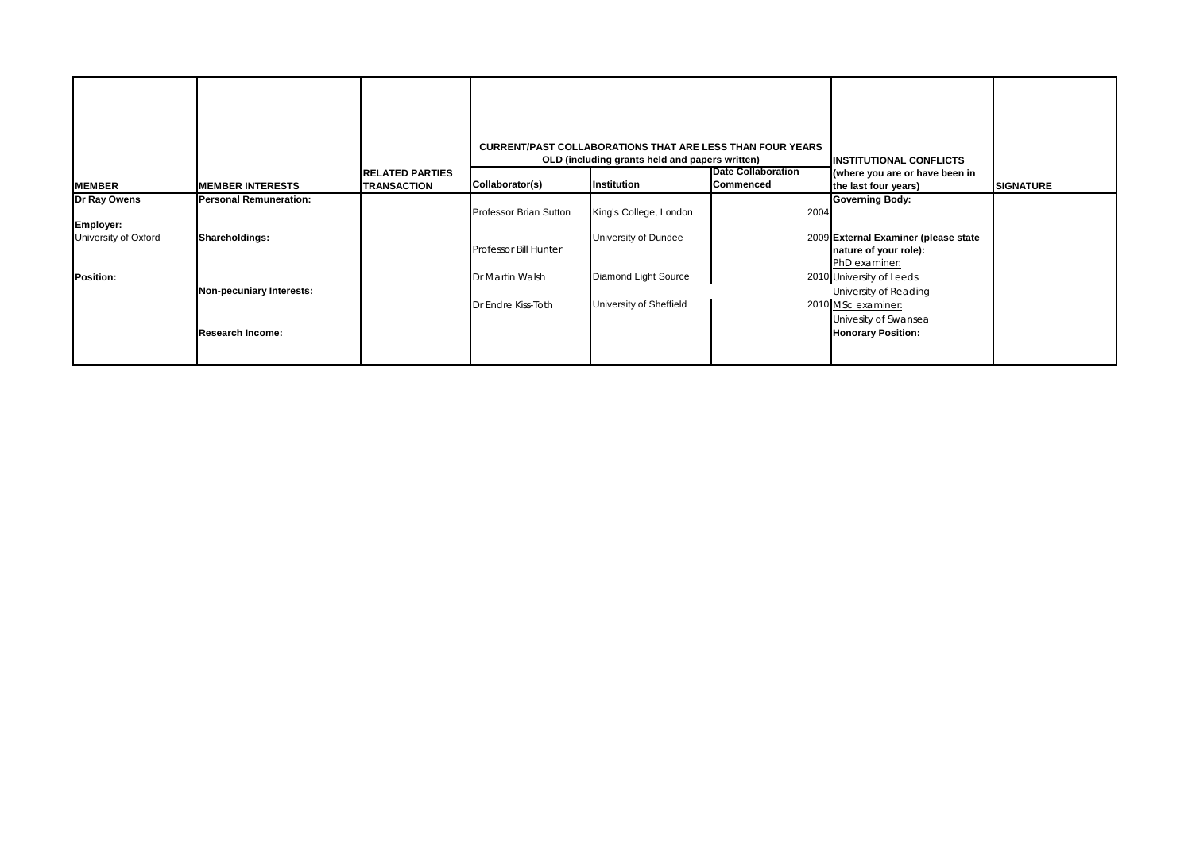| MEMBER | MEMBER INTERESTS | RELATED PARTIES TRANSACTION | CURRENT/PAST COLLABORATIONS THAT ARE LESS THAN FOUR YEARS OLD (including grants held and papers written) | | | INSTITUTIONAL CONFLICTS (where you are or have been in the last four years) | SIGNATURE |
|---|---|---|---|---|---|---|---|
| | | | Collaborator(s) | Institution | Date Collaboration Commenced | | |
| **Dr Ray Owens**<br><br>**Employer:**<br>University of Oxford<br><br>**Position:** | **Personal Remuneration:**<br><br>**Shareholdings:**<br><br>**Non-pecuniary Interests:**<br><br>**Research Income:** | | Professor Brian Sutton<br><br>Professor Bill Hunter<br><br>Dr Martin Walsh<br><br>Dr Endre Kiss-Toth | King's College, London<br><br>University of Dundee<br><br>Diamond Light Source<br><br>University of Sheffield | 2004<br><br>2009<br><br>2010<br><br>2010 | **Governing Body:**<br><br>**External Examiner (please state nature of your role):**<br>PhD examiner:<br>University of Leeds<br>University of Reading<br>MSc examiner:<br>Univesity of Swansea<br>**Honorary Position:** | |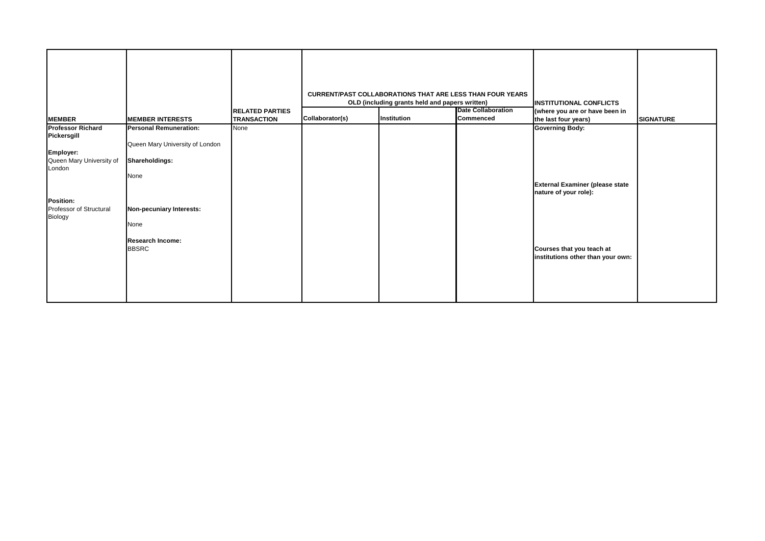| MEMBER | MEMBER INTERESTS | RELATED PARTIES TRANSACTION | CURRENT/PAST COLLABORATIONS THAT ARE LESS THAN FOUR YEARS OLD (including grants held and papers written) | | | INSTITUTIONAL CONFLICTS (where you are or have been in the last four years) | SIGNATURE |
|---|---|---|---|---|---|---|---|
| | | | Collaborator(s) | Institution | Date Collaboration Commenced | | |
| **Professor Richard Pickersgill**<br><br>**Employer:**<br>Queen Mary University of London<br><br>**Position:**<br>Professor of Structural Biology | **Personal Remuneration:**<br><br>Queen Mary University of London<br><br>**Shareholdings:**<br><br>None<br><br>**Non-pecuniary Interests:**<br><br>None<br><br>**Research Income:**<br>BBSRC | None | | | | **Governing Body:**<br><br>**External Examiner (please state nature of your role):**<br><br>**Courses that you teach at institutions other than your own:** | |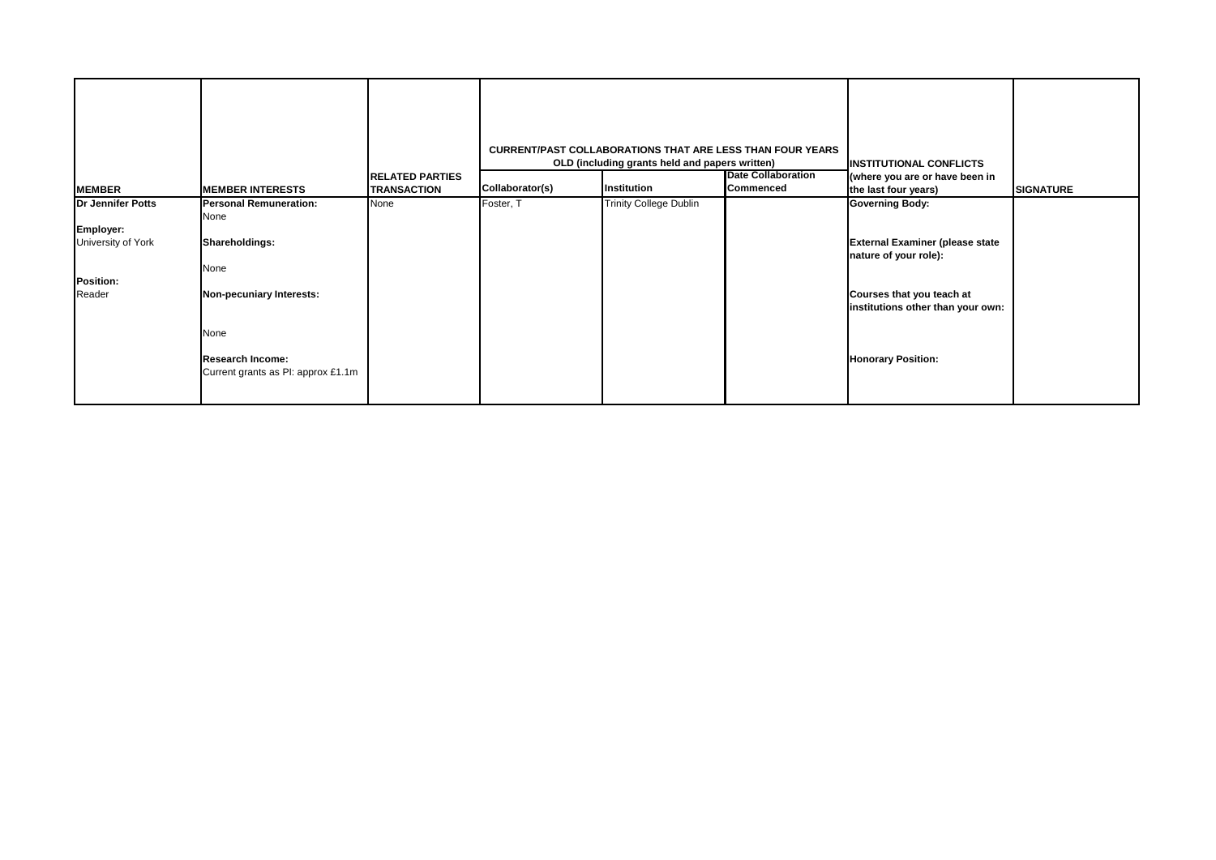| MEMBER | MEMBER INTERESTS | RELATED PARTIES TRANSACTION | CURRENT/PAST COLLABORATIONS THAT ARE LESS THAN FOUR YEARS OLD (including grants held and papers written) | | | INSTITUTIONAL CONFLICTS (where you are or have been in the last four years) | SIGNATURE |
|---|---|---|---|---|---|---|---|
| | | | Collaborator(s) | Institution | Date Collaboration Commenced | | |
| **Dr Jennifer Potts**<br><br>**Employer:**<br>University of York<br><br>**Position:**<br>Reader | **Personal Remuneration:**<br>None<br><br>**Shareholdings:**<br><br>None<br><br>**Non-pecuniary Interests:**<br><br>None<br><br>**Research Income:**<br>Current grants as PI: approx £1.1m | None | Foster, T | Trinity College Dublin | | **Governing Body:**<br><br>**External Examiner (please state nature of your role):**<br><br>**Courses that you teach at institutions other than your own:**<br><br>**Honorary Position:** | |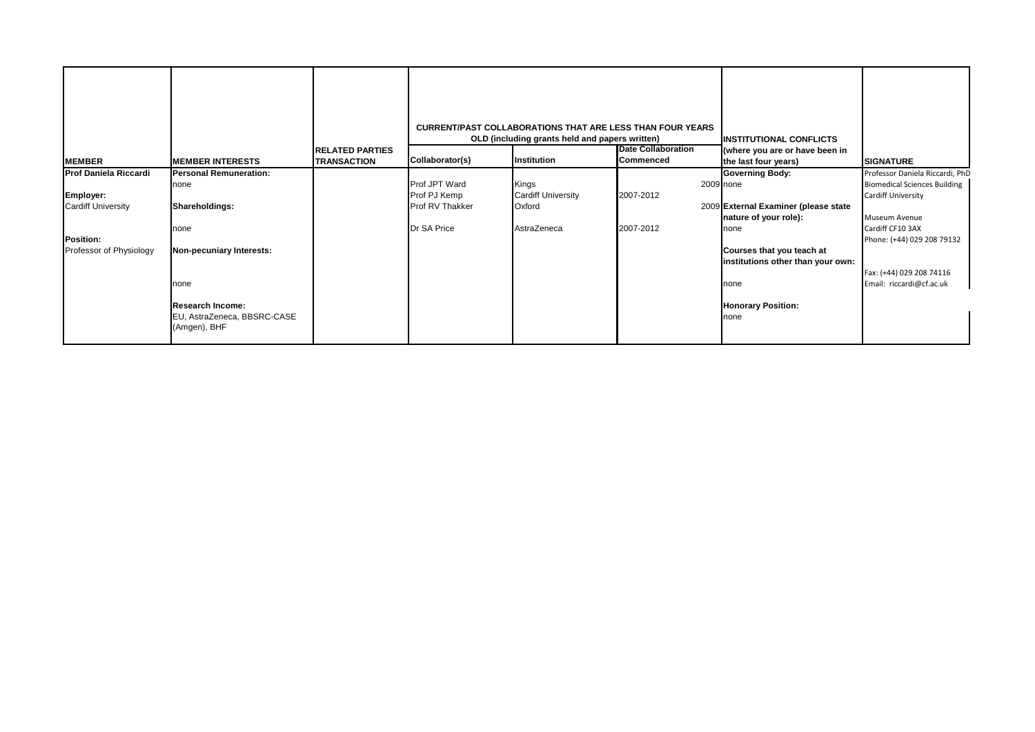| MEMBER | MEMBER INTERESTS | RELATED PARTIES TRANSACTION | CURRENT/PAST COLLABORATIONS THAT ARE LESS THAN FOUR YEARS OLD (including grants held and papers written) | | | INSTITUTIONAL CONFLICTS (where you are or have been in the last four years) | SIGNATURE |
|---|---|---|---|---|---|---|---|
| | | | Collaborator(s) | Institution | Date Collaboration Commenced | | |
| **Prof Daniela Riccardi** | **Personal Remuneration:** | | | | | **Governing Body:** | Professor Daniela Riccardi, PhD |
| | none | | Prof JPT Ward | Kings | 2009 | none | Biomedical Sciences Building |
| **Employer:** | | | Prof PJ Kemp | Cardiff University | 2007-2012 | | Cardiff University |
| Cardiff University | **Shareholdings:** | | Prof RV Thakker | Oxford | 2009 | **External Examiner (please state nature of your role):** | Museum Avenue |
| | none | | Dr SA Price | AstraZeneca | 2007-2012 | none | Cardiff CF10 3AX |
| **Position:** | | | | | | | Phone: (+44) 029 208 79132 |
| Professor of Physiology | **Non-pecuniary Interests:** | | | | | **Courses that you teach at institutions other than your own:** | |
| | none | | | | | none | Fax: (+44) 029 208 74116 Email: riccardi@cf.ac.uk |
| | **Research Income:** EU, AstraZeneca, BBSRC-CASE (Amgen), BHF | | | | | **Honorary Position:** none | |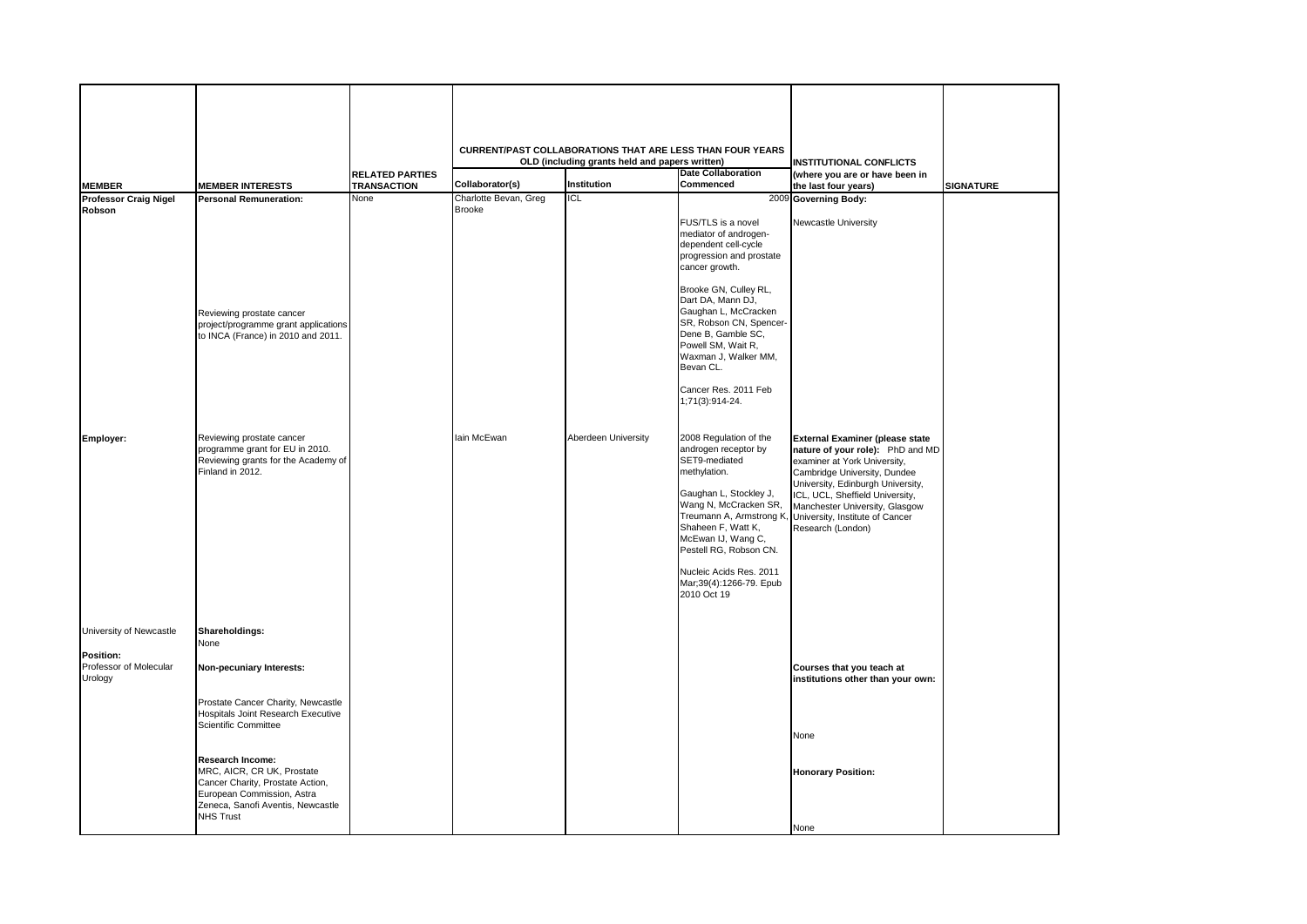| MEMBER | MEMBER INTERESTS | RELATED PARTIES TRANSACTION | CURRENT/PAST COLLABORATIONS THAT ARE LESS THAN FOUR YEARS OLD (including grants held and papers written) Collaborator(s) | Institution | Date Collaboration Commenced | INSTITUTIONAL CONFLICTS (where you are or have been in the last four years) | SIGNATURE |
|---|---|---|---|---|---|---|---|
| **Professor Craig Nigel Robson** | **Personal Remuneration:** | None | Charlotte Bevan, Greg Brooke | ICL | 2009 | **Governing Body:** | |
| | Reviewing prostate cancer project/programme grant applications to INCA (France) in 2010 and 2011. | | | | FUS/TLS is a novel mediator of androgen-dependent cell-cycle progression and prostate cancer growth. Brooke GN, Culley RL, Dart DA, Mann DJ, Gaughan L, McCracken SR, Robson CN, Spencer-Dene B, Gamble SC, Powell SM, Wait R, Waxman J, Walker MM, Bevan CL. Cancer Res. 2011 Feb 1;71(3):914-24. | Newcastle University | |
| **Employer:** | Reviewing prostate cancer programme grant for EU in 2010. Reviewing grants for the Academy of Finland in 2012. | | Iain McEwan | Aberdeen University | 2008 Regulation of the androgen receptor by SET9-mediated methylation. Gaughan L, Stockley J, Wang N, McCracken SR, Treumann A, Armstrong K, Shaheen F, Watt K, McEwan IJ, Wang C, Pestell RG, Robson CN. Nucleic Acids Res. 2011 Mar;39(4):1266-79. Epub 2010 Oct 19 | **External Examiner (please state nature of your role):** PhD and MD examiner at York University, Cambridge University, Dundee University, Edinburgh University, ICL, UCL, Sheffield University, Manchester University, Glasgow University, Institute of Cancer Research (London) | |
| University of Newcastle | **Shareholdings:** None | | | | | | |
| **Position:** Professor of Molecular Urology | **Non-pecuniary Interests:** Prostate Cancer Charity, Newcastle Hospitals Joint Research Executive Scientific Committee | | | | | **Courses that you teach at institutions other than your own:** None | |
| | **Research Income:** MRC, AICR, CR UK, Prostate Cancer Charity, Prostate Action, European Commission, Astra Zeneca, Sanofi Aventis, Newcastle NHS Trust | | | | | **Honorary Position:** None | |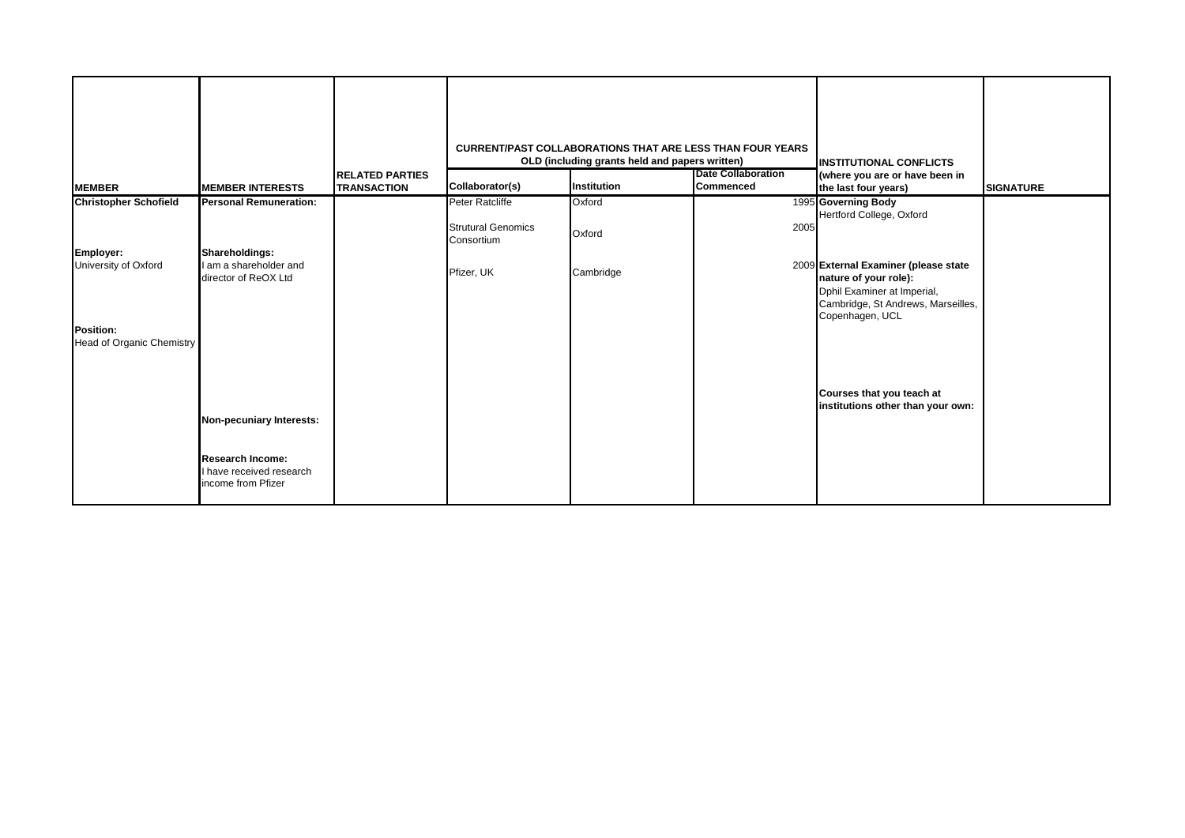| MEMBER | MEMBER INTERESTS | RELATED PARTIES TRANSACTION | CURRENT/PAST COLLABORATIONS THAT ARE LESS THAN FOUR YEARS OLD (including grants held and papers written) | | | INSTITUTIONAL CONFLICTS (where you are or have been in the last four years) | SIGNATURE |
|---|---|---|---|---|---|---|---|
| | | | Collaborator(s) | Institution | Date Collaboration Commenced | | |
| **Christopher Schofield** | **Personal Remuneration:** | | Peter Ratcliffe | Oxford | 1995 | **Governing Body**<br>Hertford College, Oxford | |
| | | | Strutural Genomics Consortium | Oxford | 2005 | | |
| **Employer:**<br>University of Oxford | **Shareholdings:**<br>I am a shareholder and director of ReOX Ltd | | Pfizer, UK | Cambridge | 2009 | **External Examiner (please state nature of your role):**<br>Dphil Examiner at Imperial, Cambridge, St Andrews, Marseilles, Copenhagen, UCL | |
| **Position:**<br>Head of Organic Chemistry | | | | | | | |
| | **Non-pecuniary Interests:** | | | | | **Courses that you teach at institutions other than your own:** | |
| | **Research Income:**<br>I have received research income from Pfizer | | | | | | |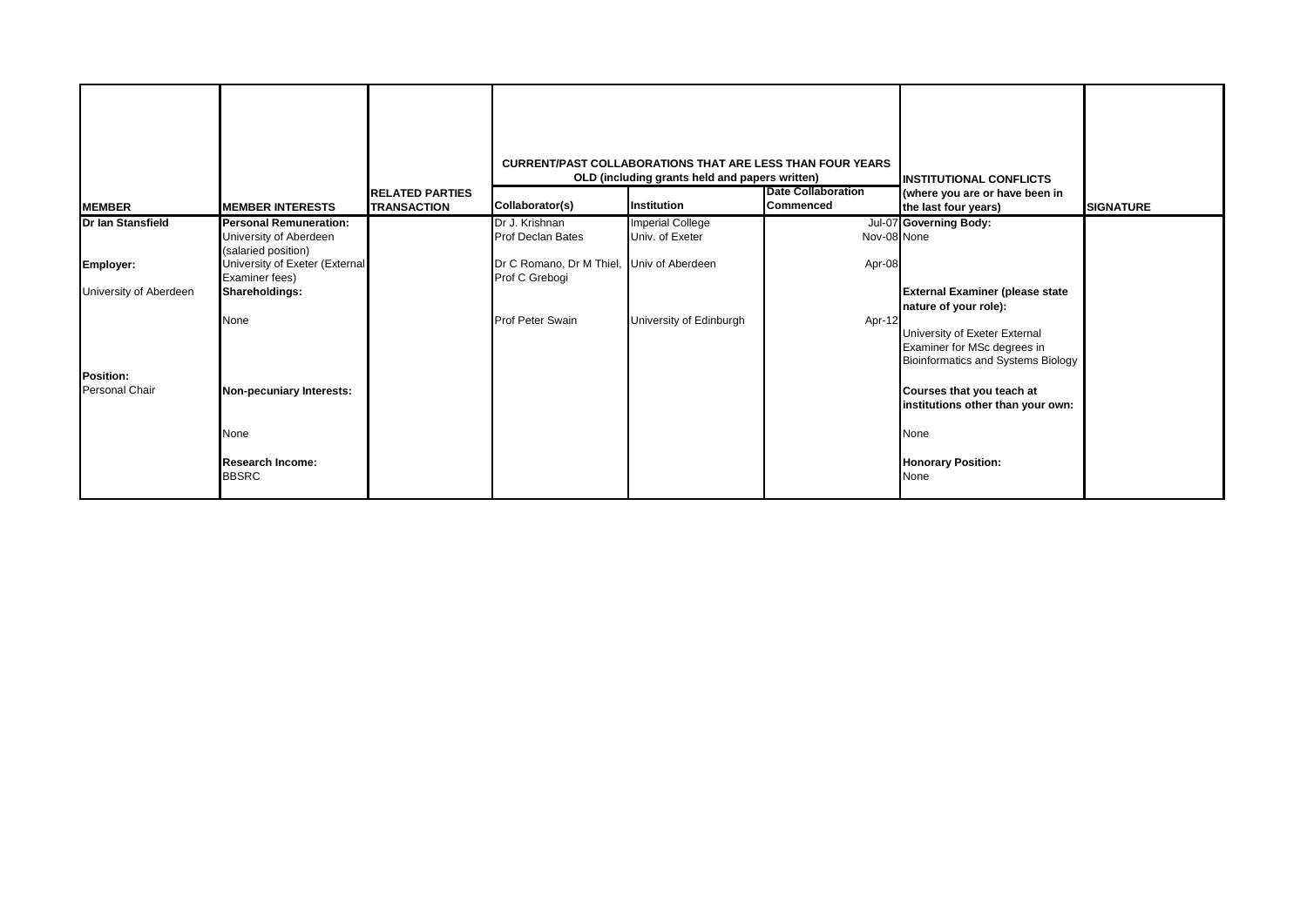| MEMBER | MEMBER INTERESTS | RELATED PARTIES TRANSACTION | CURRENT/PAST COLLABORATIONS THAT ARE LESS THAN FOUR YEARS OLD (including grants held and papers written) | | | INSTITUTIONAL CONFLICTS (where you are or have been in the last four years) | SIGNATURE |
|---|---|---|---|---|---|---|---|
| | | | Collaborator(s) | Institution | Date Collaboration Commenced | | |
| **Dr Ian Stansfield** | **Personal Remuneration:** University of Aberdeen (salaried position) | | Dr J. Krishnan | Imperial College | Jul-07 | **Governing Body:** | |
| | | | Prof Declan Bates | Univ. of Exeter | Nov-08 | None | |
| **Employer:** | University of Exeter (External Examiner fees) | | Dr C Romano, Dr M Thiel, Prof C Grebogi | Univ of Aberdeen | Apr-08 | | |
| University of Aberdeen | **Shareholdings:** | | | | | **External Examiner (please state nature of your role):** | |
| | None | | Prof Peter Swain | University of Edinburgh | Apr-12 | University of Exeter External Examiner for MSc degrees in Bioinformatics and Systems Biology | |
| **Position:** Personal Chair | **Non-pecuniary Interests:** | | | | | **Courses that you teach at institutions other than your own:** | |
| | None | | | | | None | |
| | **Research Income:** BBSRC | | | | | **Honorary Position:** None | |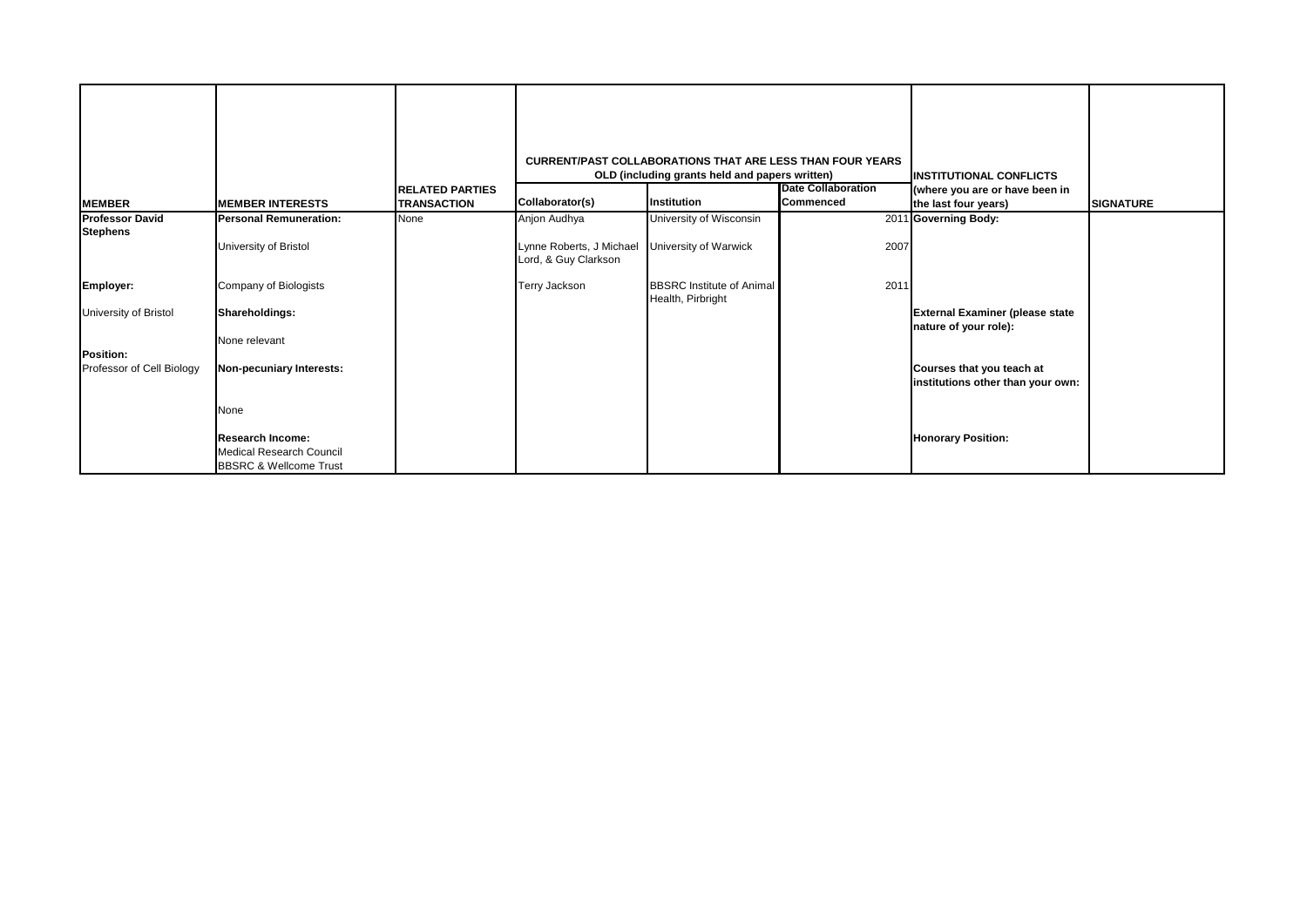| MEMBER | MEMBER INTERESTS | RELATED PARTIES TRANSACTION | CURRENT/PAST COLLABORATIONS THAT ARE LESS THAN FOUR YEARS OLD (including grants held and papers written) | | | INSTITUTIONAL CONFLICTS (where you are or have been in the last four years) | SIGNATURE |
|---|---|---|---|---|---|---|---|
| | | | **Collaborator(s)** | **Institution** | **Date Collaboration Commenced** | | |
| **Professor David Stephens** | **Personal Remuneration:** | None | Anjon Audhya | University of Wisconsin | 2011 | **Governing Body:** | |
| | University of Bristol | | Lynne Roberts, J Michael Lord, & Guy Clarkson | University of Warwick | 2007 | | |
| **Employer:** | Company of Biologists | | Terry Jackson | BBSRC Institute of Animal Health, Pirbright | 2011 | | |
| University of Bristol | **Shareholdings:** | | | | | **External Examiner (please state nature of your role):** | |
| | None relevant | | | | | | |
| **Position:** | | | | | | | |
| Professor of Cell Biology | **Non-pecuniary Interests:** | | | | | **Courses that you teach at institutions other than your own:** | |
| | None | | | | | | |
| | **Research Income:** Medical Research Council BBSRC & Wellcome Trust | | | | | **Honorary Position:** | |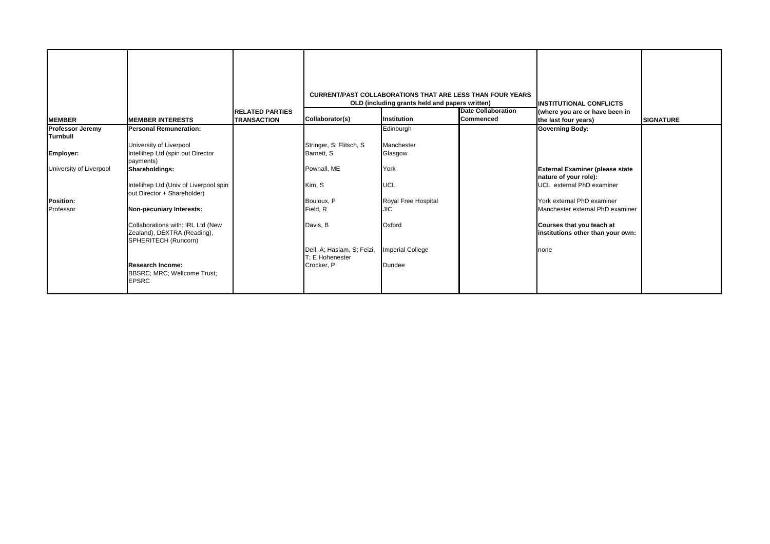| MEMBER | MEMBER INTERESTS | RELATED PARTIES TRANSACTION | CURRENT/PAST COLLABORATIONS THAT ARE LESS THAN FOUR YEARS OLD (including grants held and papers written) | | | INSTITUTIONAL CONFLICTS (where you are or have been in the last four years) | SIGNATURE |
|---|---|---|---|---|---|---|---|
| | | | Collaborator(s) | Institution | Date Collaboration Commenced | | |
| **Professor Jeremy Turnbull** | **Personal Remuneration:** | | | Edinburgh | | **Governing Body:** | |
| | University of Liverpool | | Stringer, S; Flitsch, S | Manchester | | | |
| **Employer:** | Intellihep Ltd (spin out Director payments) | | Barnett, S | Glasgow | | | |
| University of Liverpool | **Shareholdings:** | | Pownall, ME | York | | **External Examiner (please state nature of your role):** | |
| | Intellihep Ltd (Univ of Liverpool spin out Director + Shareholder) | | Kim, S | UCL | | UCL external PhD examiner | |
| **Position:** | | | Bouloux, P | Royal Free Hospital | | York external PhD examiner | |
| Professor | **Non-pecuniary Interests:** | | Field, R | JIC | | Manchester external PhD examiner | |
| | Collaborations with: IRL Ltd (New Zealand), DEXTRA (Reading), SPHERITECH (Runcorn) | | Davis, B | Oxford | | **Courses that you teach at institutions other than your own:** | |
| | | | Dell, A; Haslam, S; Feizi, T; E Hohenester | Imperial College | | none | |
| | **Research Income:** | | Crocker, P | Dundee | | | |
| | BBSRC; MRC; Wellcome Trust; EPSRC | | | | | | |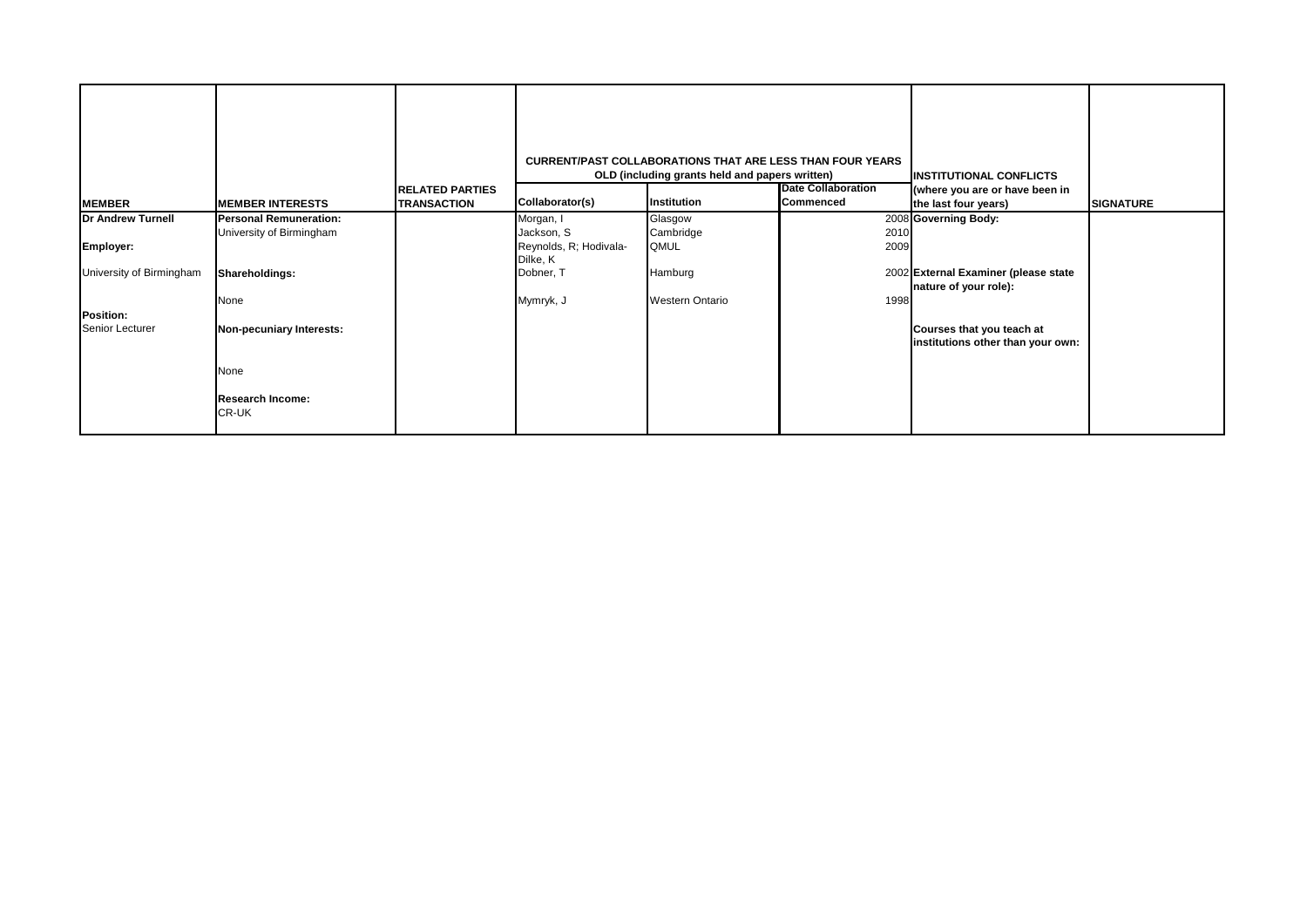| MEMBER | MEMBER INTERESTS | RELATED PARTIES TRANSACTION | CURRENT/PAST COLLABORATIONS THAT ARE LESS THAN FOUR YEARS OLD (including grants held and papers written) | | | INSTITUTIONAL CONFLICTS (where you are or have been in the last four years) | SIGNATURE |
|---|---|---|---|---|---|---|---|
| | | | **Collaborator(s)** | **Institution** | **Date Collaboration Commenced** | | |
| **Dr Andrew Turnell** | **Personal Remuneration:** University of Birmingham | | Morgan, I | Glasgow | 2008 | **Governing Body:** | |
| **Employer:** | | | Jackson, S | Cambridge | 2010 | | |
| University of Birmingham | **Shareholdings:** | | Reynolds, R; Hodivala-Dilke, K | QMUL | 2009 | | |
| | None | | Dobner, T | Hamburg | 2002 | **External Examiner (please state nature of your role):** | |
| **Position:** Senior Lecturer | **Non-pecuniary Interests:** | | Mymryk, J | Western Ontario | 1998 | | |
| | None | | | | | **Courses that you teach at institutions other than your own:** | |
| | **Research Income:** CR-UK | | | | | | |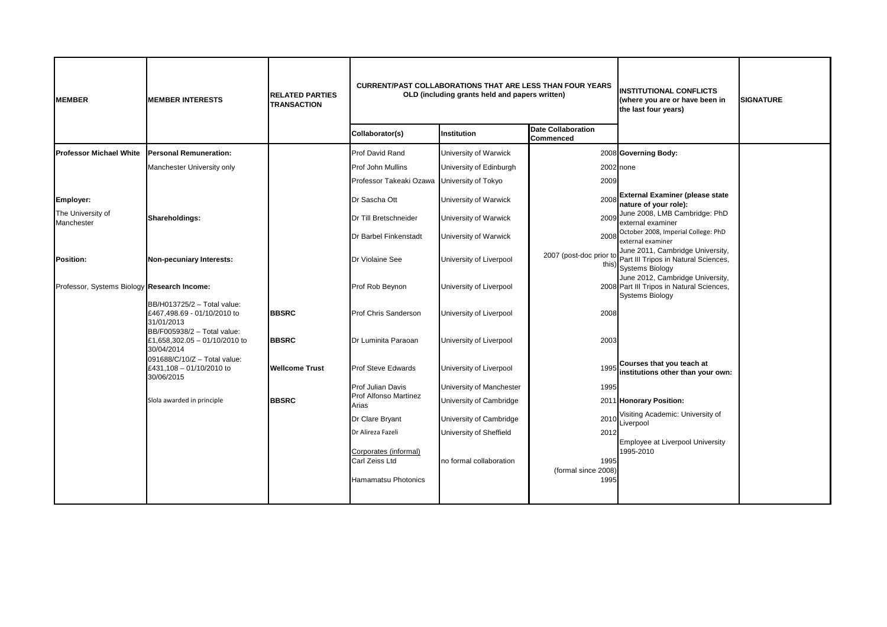| MEMBER | MEMBER INTERESTS | RELATED PARTIES TRANSACTION | CURRENT/PAST COLLABORATIONS THAT ARE LESS THAN FOUR YEARS OLD (including grants held and papers written) | | | INSTITUTIONAL CONFLICTS (where you are or have been in the last four years) | SIGNATURE |
|---|---|---|---|---|---|---|---|
| | | | Collaborator(s) | Institution | Date Collaboration Commenced | | |
| **Professor Michael White** | **Personal Remuneration:** | | Prof David Rand | University of Warwick | 2008 | **Governing Body:** | |
| | Manchester University only | | Prof John Mullins | University of Edinburgh | 2002 | none | |
| | | | Professor Takeaki Ozawa | University of Tokyo | 2009 | | |
| **Employer:** | | | Dr Sascha Ott | University of Warwick | 2008 | **External Examiner (please state nature of your role):** | |
| The University of Manchester | **Shareholdings:** | | Dr Till Bretschneider | University of Warwick | 2009 | June 2008, LMB Cambridge: PhD external examiner | |
| | | | Dr Barbel Finkenstadt | University of Warwick | 2008 | October 2008, Imperial College: PhD external examiner | |
| **Position:** | **Non-pecuniary Interests:** | | Dr Violaine See | University of Liverpool | 2007 (post-doc prior to this) | June 2011, Cambridge University, Part III Tripos in Natural Sciences, Systems Biology | |
| Professor, Systems Biology | **Research Income:** | | Prof Rob Beynon | University of Liverpool | 2008 | June 2012, Cambridge University, Part III Tripos in Natural Sciences, Systems Biology | |
| | BB/H013725/2 – Total value: £467,498.69 - 01/10/2010 to 31/01/2013 | **BBSRC** | Prof Chris Sanderson | University of Liverpool | 2008 | | |
| | BB/F005938/2 – Total value: £1,658,302.05 – 01/10/2010 to 30/04/2014 | **BBSRC** | Dr Luminita Paraoan | University of Liverpool | 2003 | | |
| | 091688/C/10/Z – Total value: £431,108 – 01/10/2010 to 30/06/2015 | **Wellcome Trust** | Prof Steve Edwards | University of Liverpool | 1995 | **Courses that you teach at institutions other than your own:** | |
| | | | Prof Julian Davis | University of Manchester | 1995 | | |
| | Slola awarded in principle | **BBSRC** | Prof Alfonso Martinez Arias | University of Cambridge | 2011 | **Honorary Position:** | |
| | | | Dr Clare Bryant | University of Cambridge | 2010 | Visiting Academic: University of Liverpool | |
| | | | Dr Alireza Fazeli | University of Sheffield | 2012 | | |
| | | | Corporates (informal) | | | Employee at Liverpool University 1995-2010 | |
| | | | Carl Zeiss Ltd | no formal collaboration | 1995 (formal since 2008) | | |
| | | | Hamamatsu Photonics | | 1995 | | |